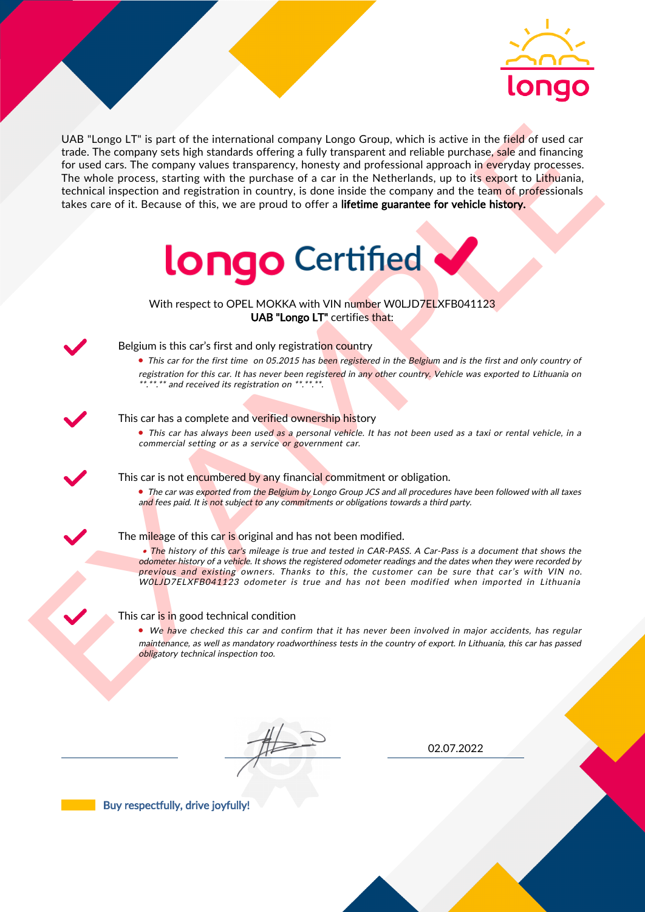longo

UAB "Longo LT" is part of the international company Longo Group, which is active in the field of used car trade. The company sets high standards offering a fully transparent and reliable purchase, sale and financing for used cars. The company values transparency, honesty and professional approach in everyday processes. The whole process, starting with the purchase of a car in the Netherlands, up to its export to Lithuania, technical inspection and registration in country, is done inside the company and the team of professionals takes care of it. Because of this, we are proud to offer a **lifetime guarantee for vehicle history.**

# longo Certified ✔

With respect to OPEL MOKKA with VIN number W0LJD7ELXFB041123
**UAB "Longo LT"** certifies that:

✔ Belgium is this car's first and only registration country

- *This car for the first time on 05.2015 has been registered in the Belgium and is the first and only country of registration for this car. It has never been registered in any other country. Vehicle was exported to Lithuania on \*\*.\*\*.\*\* and received its registration on \*\*.\*\*.\*\*.*

✔ This car has a complete and verified ownership history

- *This car has always been used as a personal vehicle. It has not been used as a taxi or rental vehicle, in a commercial setting or as a service or government car.*

✔ This car is not encumbered by any financial commitment or obligation.

- *The car was exported from the Belgium by Longo Group JCS and all procedures have been followed with all taxes and fees paid. It is not subject to any commitments or obligations towards a third party.*

✔ The mileage of this car is original and has not been modified.

- *The history of this car's mileage is true and tested in CAR-PASS. A Car-Pass is a document that shows the odometer history of a vehicle. It shows the registered odometer readings and the dates when they were recorded by previous and existing owners. Thanks to this, the customer can be sure that car's with VIN no. W0LJD7ELXFB041123 odometer is true and has not been modified when imported in Lithuania*

✔ This car is in good technical condition

- *We have checked this car and confirm that it has never been involved in major accidents, has regular maintenance, as well as mandatory roadworthiness tests in the country of export. In Lithuania, this car has passed obligatory technical inspection too.*

EXAMPLE

02.07.2022

**Buy respectfully, drive joyfully!**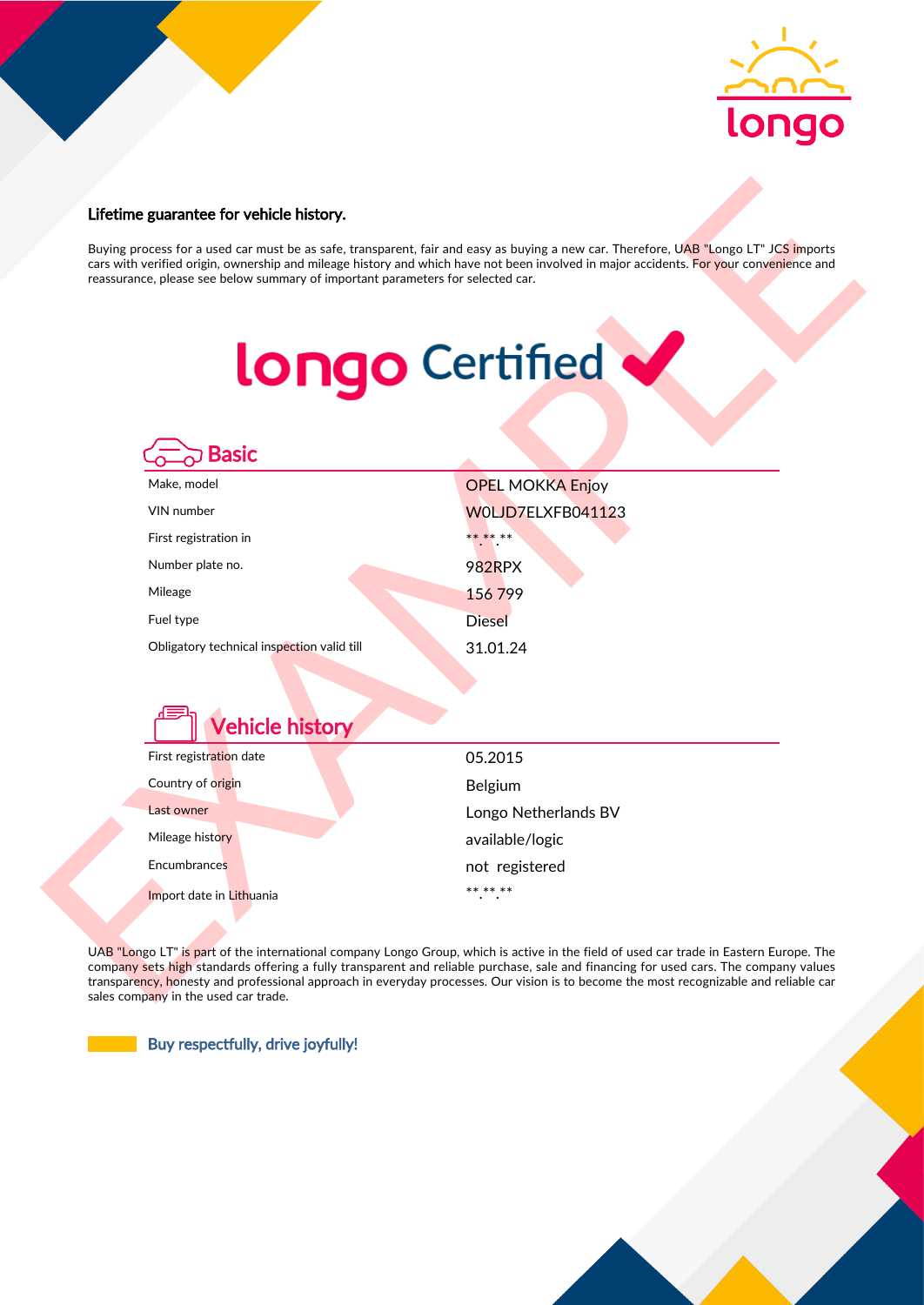longo

**Lifetime guarantee for vehicle history.**

Buying process for a used car must be as safe, transparent, fair and easy as buying a new car. Therefore, UAB "Longo LT" JCS imports cars with verified origin, ownership and mileage history and which have not been involved in major accidents. For your convenience and reassurance, please see below summary of important parameters for selected car.

# longo Certified ✔

## Basic

| | |
|---|---|
| Make, model | OPEL MOKKA Enjoy |
| VIN number | W0LJD7ELXFB041123 |
| First registration in | **.**.** |
| Number plate no. | 982RPX |
| Mileage | 156 799 |
| Fuel type | Diesel |
| Obligatory technical inspection valid till | 31.01.24 |

## Vehicle history

| | |
|---|---|
| First registration date | 05.2015 |
| Country of origin | Belgium |
| Last owner | Longo Netherlands BV |
| Mileage history | available/logic |
| Encumbrances | not registered |
| Import date in Lithuania | **.**.** |

UAB "Longo LT" is part of the international company Longo Group, which is active in the field of used car trade in Eastern Europe. The company sets high standards offering a fully transparent and reliable purchase, sale and financing for used cars. The company values transparency, honesty and professional approach in everyday processes. Our vision is to become the most recognizable and reliable car sales company in the used car trade.

Buy respectfully, drive joyfully!